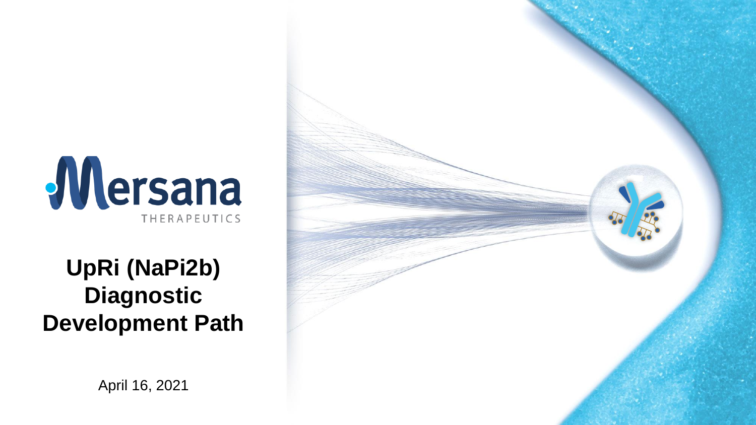Mersana
THERAPEUTICS

# UpRi (NaPi2b) Diagnostic Development Path

April 16, 2021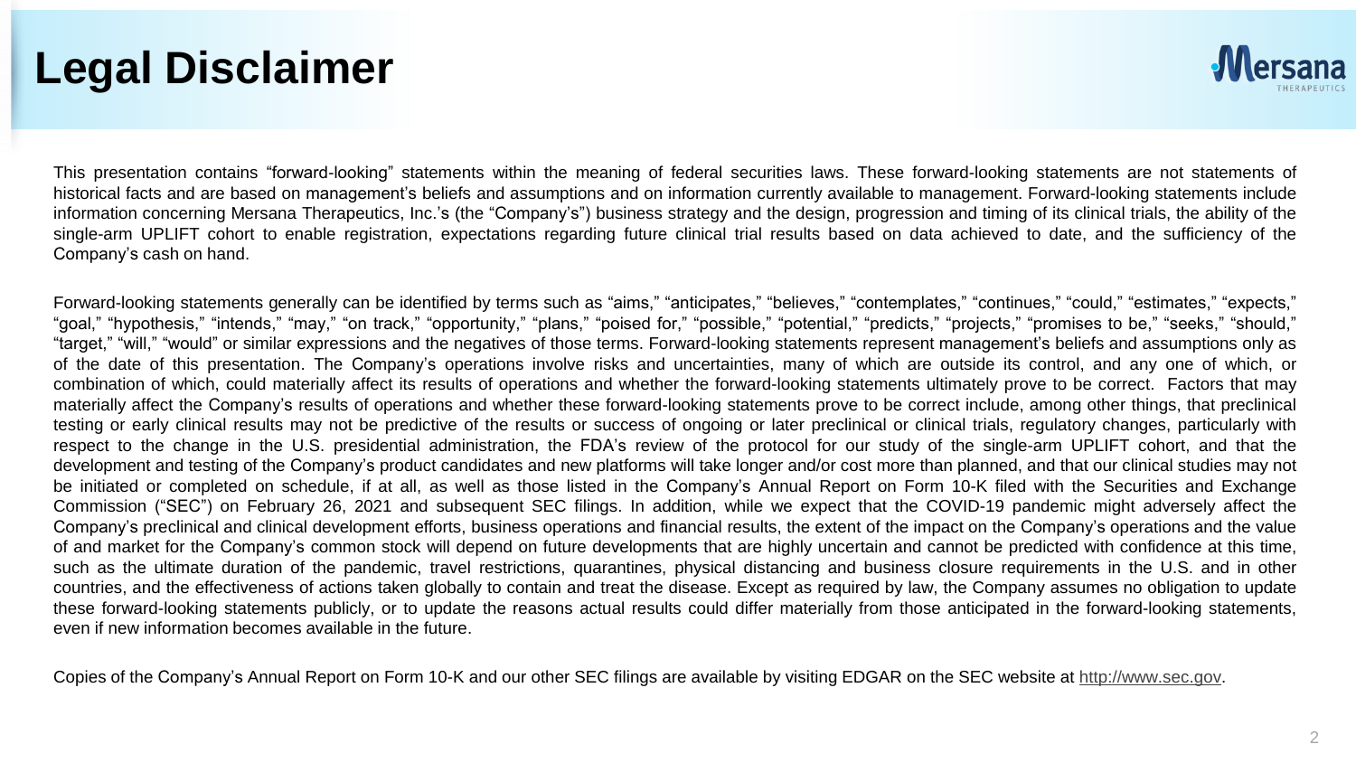# Legal Disclaimer

This presentation contains "forward-looking" statements within the meaning of federal securities laws. These forward-looking statements are not statements of historical facts and are based on management's beliefs and assumptions and on information currently available to management. Forward-looking statements include information concerning Mersana Therapeutics, Inc.'s (the "Company's") business strategy and the design, progression and timing of its clinical trials, the ability of the single-arm UPLIFT cohort to enable registration, expectations regarding future clinical trial results based on data achieved to date, and the sufficiency of the Company's cash on hand.

Forward-looking statements generally can be identified by terms such as "aims," "anticipates," "believes," "contemplates," "continues," "could," "estimates," "expects," "goal," "hypothesis," "intends," "may," "on track," "opportunity," "plans," "poised for," "possible," "potential," "predicts," "projects," "promises to be," "seeks," "should," "target," "will," "would" or similar expressions and the negatives of those terms. Forward-looking statements represent management's beliefs and assumptions only as of the date of this presentation. The Company's operations involve risks and uncertainties, many of which are outside its control, and any one of which, or combination of which, could materially affect its results of operations and whether the forward-looking statements ultimately prove to be correct. Factors that may materially affect the Company's results of operations and whether these forward-looking statements prove to be correct include, among other things, that preclinical testing or early clinical results may not be predictive of the results or success of ongoing or later preclinical or clinical trials, regulatory changes, particularly with respect to the change in the U.S. presidential administration, the FDA's review of the protocol for our study of the single-arm UPLIFT cohort, and that the development and testing of the Company's product candidates and new platforms will take longer and/or cost more than planned, and that our clinical studies may not be initiated or completed on schedule, if at all, as well as those listed in the Company's Annual Report on Form 10-K filed with the Securities and Exchange Commission ("SEC") on February 26, 2021 and subsequent SEC filings. In addition, while we expect that the COVID-19 pandemic might adversely affect the Company's preclinical and clinical development efforts, business operations and financial results, the extent of the impact on the Company's operations and the value of and market for the Company's common stock will depend on future developments that are highly uncertain and cannot be predicted with confidence at this time, such as the ultimate duration of the pandemic, travel restrictions, quarantines, physical distancing and business closure requirements in the U.S. and in other countries, and the effectiveness of actions taken globally to contain and treat the disease. Except as required by law, the Company assumes no obligation to update these forward-looking statements publicly, or to update the reasons actual results could differ materially from those anticipated in the forward-looking statements, even if new information becomes available in the future.

Copies of the Company's Annual Report on Form 10-K and our other SEC filings are available by visiting EDGAR on the SEC website at http://www.sec.gov.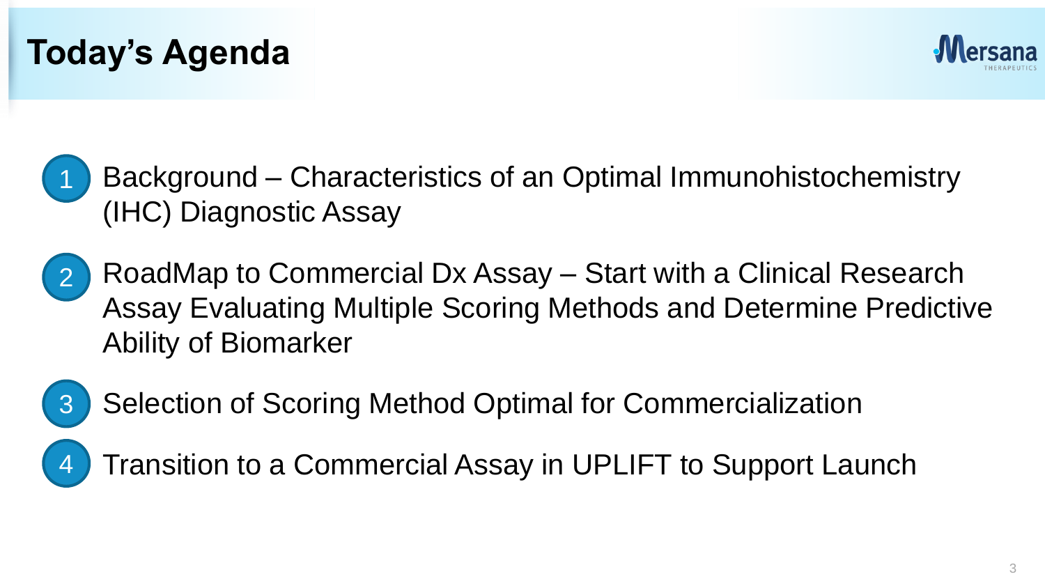# Today's Agenda

1. Background – Characteristics of an Optimal Immunohistochemistry (IHC) Diagnostic Assay
2. RoadMap to Commercial Dx Assay – Start with a Clinical Research Assay Evaluating Multiple Scoring Methods and Determine Predictive Ability of Biomarker
3. Selection of Scoring Method Optimal for Commercialization
4. Transition to a Commercial Assay in UPLIFT to Support Launch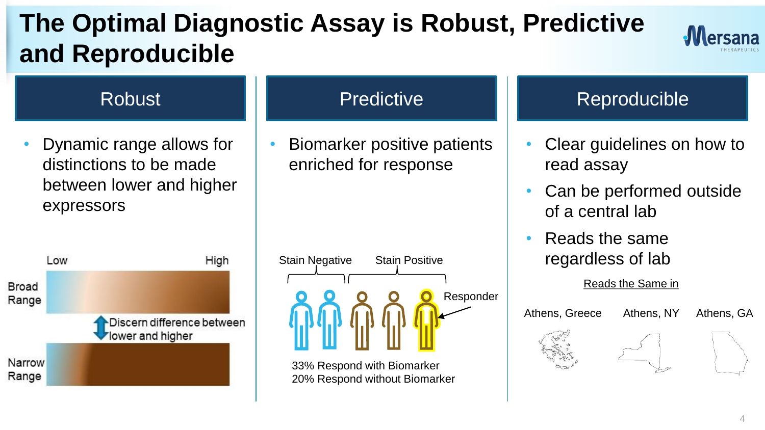# The Optimal Diagnostic Assay is Robust, Predictive and Reproducible

## Robust

- Dynamic range allows for distinctions to be made between lower and higher expressors

Low | High

Broad Range

Discern difference between lower and higher

Narrow Range

## Predictive

- Biomarker positive patients enriched for response

Stain Negative | Stain Positive

Responder

33% Respond with Biomarker
20% Respond without Biomarker

## Reproducible

- Clear guidelines on how to read assay
- Can be performed outside of a central lab
- Reads the same regardless of lab

Reads the Same in

Athens, Greece | Athens, NY | Athens, GA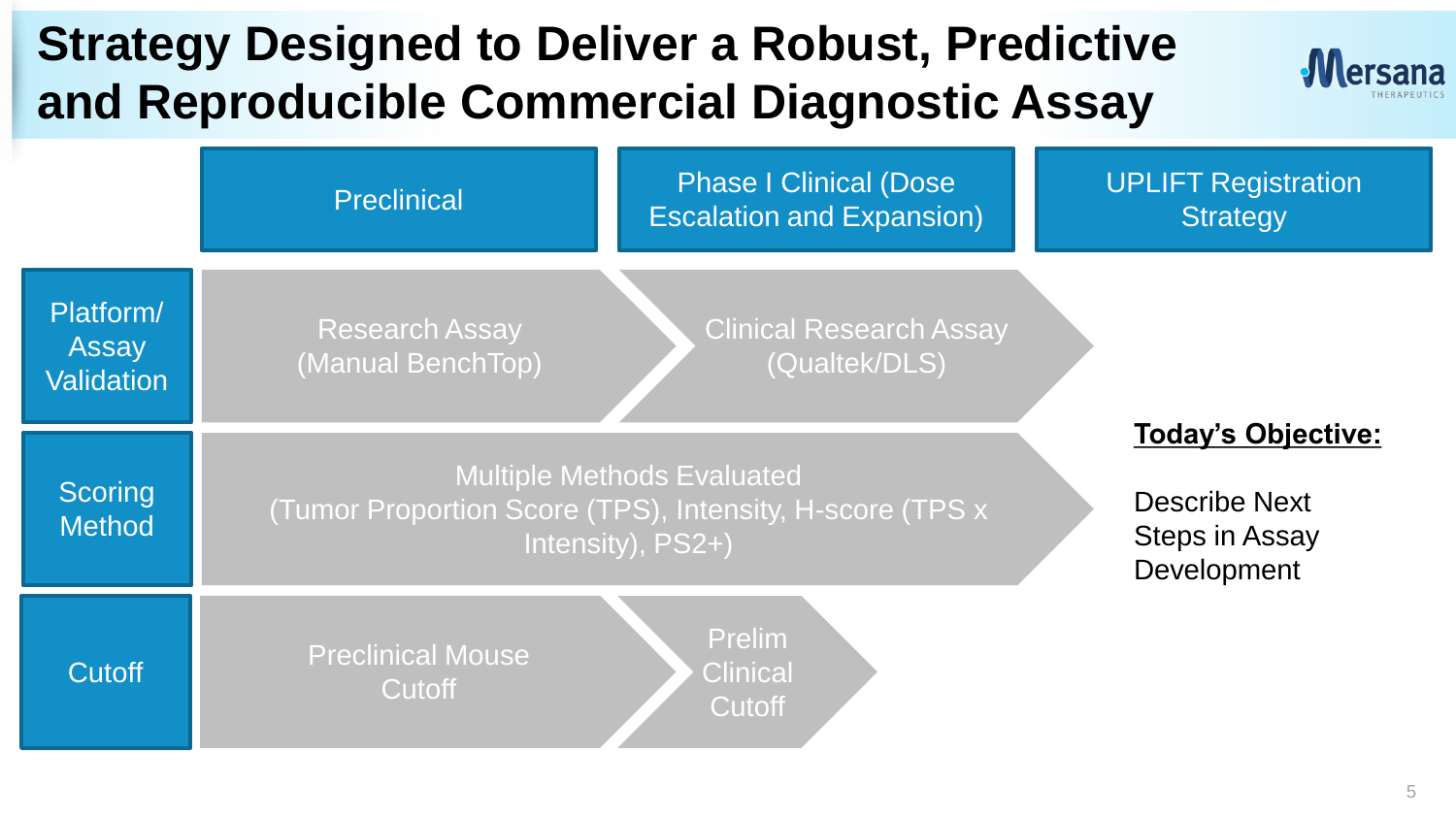# Strategy Designed to Deliver a Robust, Predictive and Reproducible Commercial Diagnostic Assay

| | Preclinical | Phase I Clinical (Dose Escalation and Expansion) | UPLIFT Registration Strategy |
|---|---|---|---|
| Platform/ Assay Validation | Research Assay (Manual BenchTop) | Clinical Research Assay (Qualtek/DLS) | |
| Scoring Method | Multiple Methods Evaluated (Tumor Proportion Score (TPS), Intensity, H-score (TPS x Intensity), PS2+) | | |
| Cutoff | Preclinical Mouse Cutoff | Prelim Clinical Cutoff | |

**Today's Objective:**

Describe Next Steps in Assay Development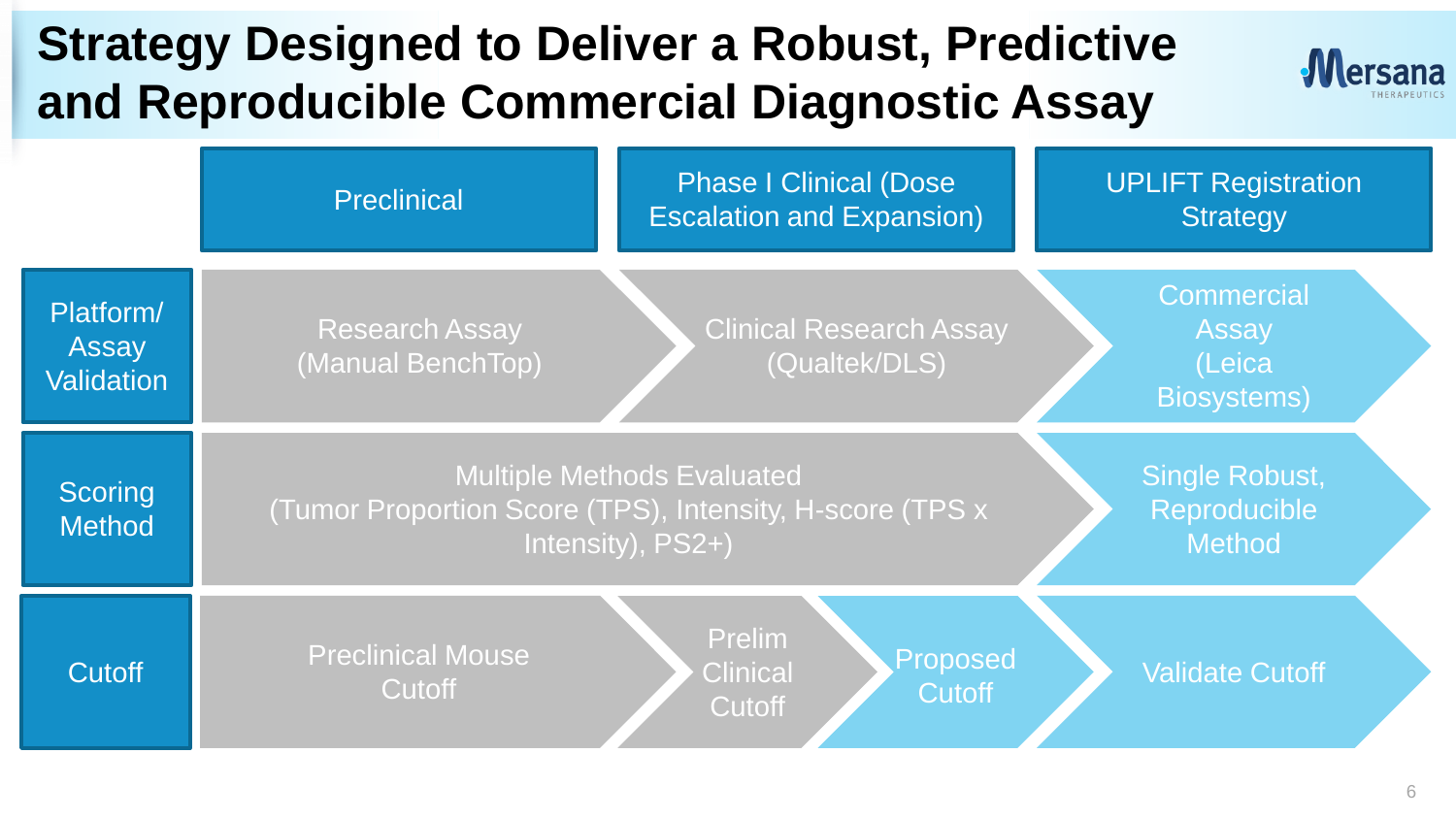# Strategy Designed to Deliver a Robust, Predictive and Reproducible Commercial Diagnostic Assay

| | Preclinical | Phase I Clinical (Dose Escalation and Expansion) | | UPLIFT Registration Strategy |
|---|---|---|---|---|
| Platform/ Assay Validation | Research Assay (Manual BenchTop) | Clinical Research Assay (Qualtek/DLS) | | Commercial Assay (Leica Biosystems) |
| Scoring Method | Multiple Methods Evaluated (Tumor Proportion Score (TPS), Intensity, H-score (TPS x Intensity), PS2+) | | | Single Robust, Reproducible Method |
| Cutoff | Preclinical Mouse Cutoff | Prelim Clinical Cutoff | Proposed Cutoff | Validate Cutoff |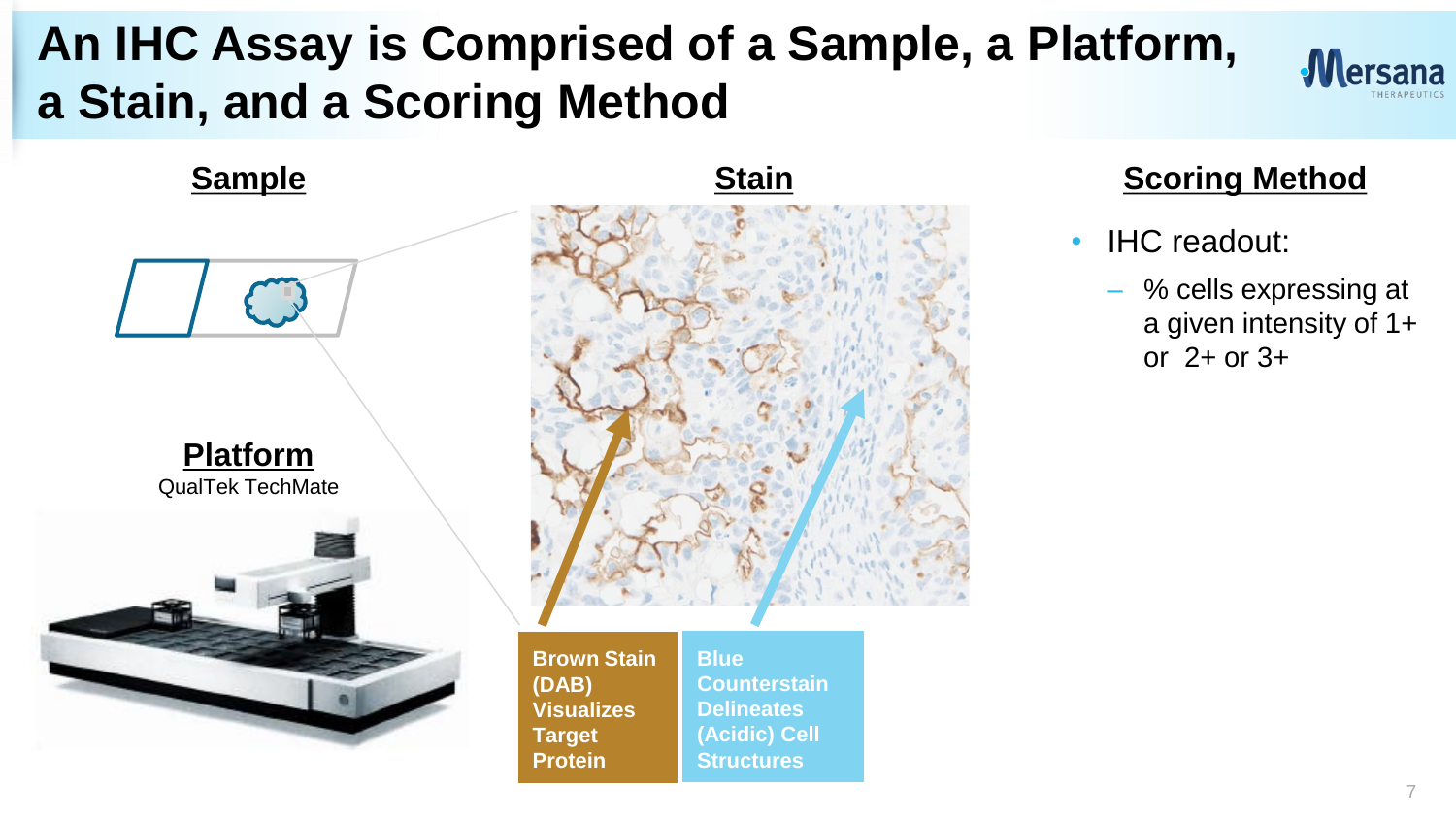# An IHC Assay is Comprised of a Sample, a Platform, a Stain, and a Scoring Method

## Sample

## Platform

QualTek TechMate

## Stain

**Brown Stain (DAB) Visualizes Target Protein**

**Blue Counterstain Delineates (Acidic) Cell Structures**

## Scoring Method

- IHC readout:
  - % cells expressing at a given intensity of 1+ or 2+ or 3+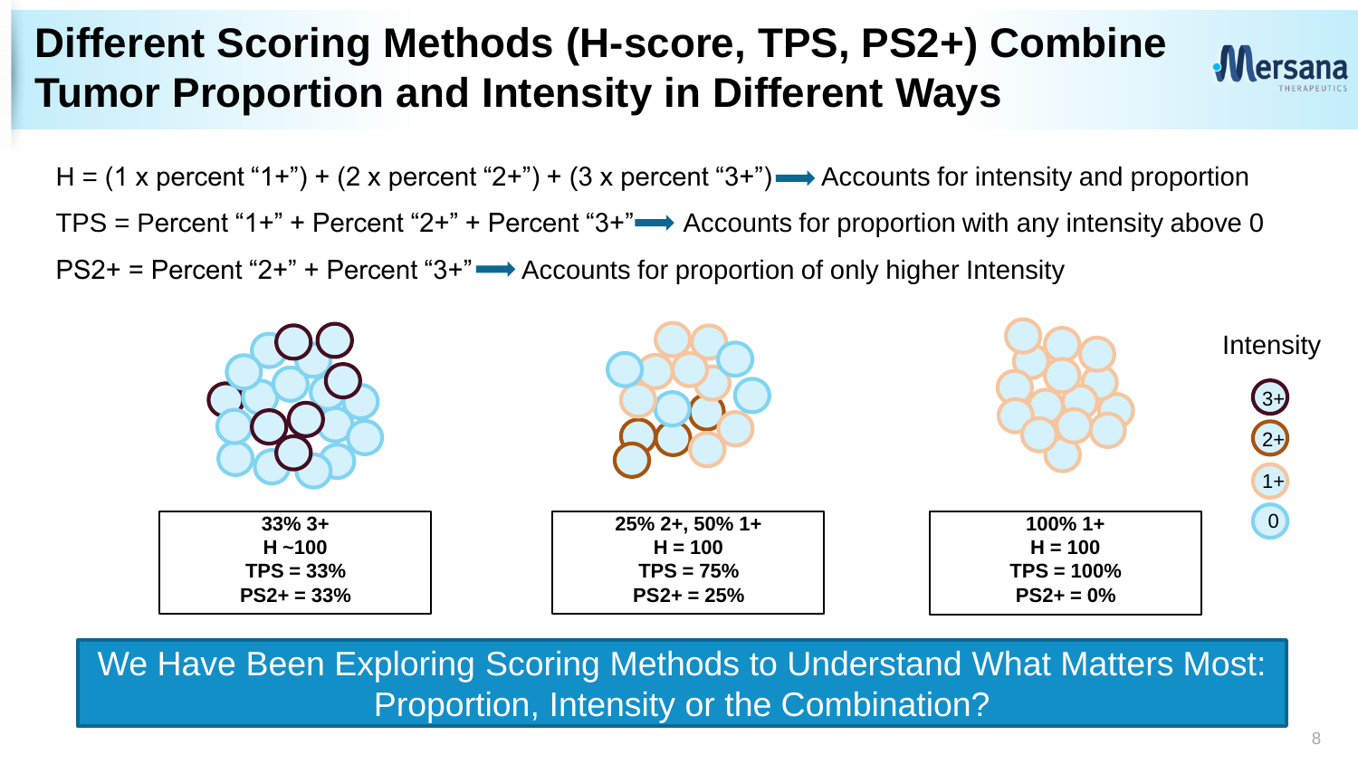# Different Scoring Methods (H-score, TPS, PS2+) Combine Tumor Proportion and Intensity in Different Ways

H = (1 x percent "1+") + (2 x percent "2+") + (3 x percent "3+") ⟶ Accounts for intensity and proportion

TPS = Percent "1+" + Percent "2+" + Percent "3+" ⟶ Accounts for proportion with any intensity above 0

PS2+ = Percent "2+" + Percent "3+" ⟶ Accounts for proportion of only higher Intensity

| | | |
|---|---|---|
| **33% 3+**<br>**H ~100**<br>**TPS = 33%**<br>**PS2+ = 33%** | **25% 2+, 50% 1+**<br>**H = 100**<br>**TPS = 75%**<br>**PS2+ = 25%** | **100% 1+**<br>**H = 100**<br>**TPS = 100%**<br>**PS2+ = 0%** |

Intensity: 3+, 2+, 1+, 0

We Have Been Exploring Scoring Methods to Understand What Matters Most: Proportion, Intensity or the Combination?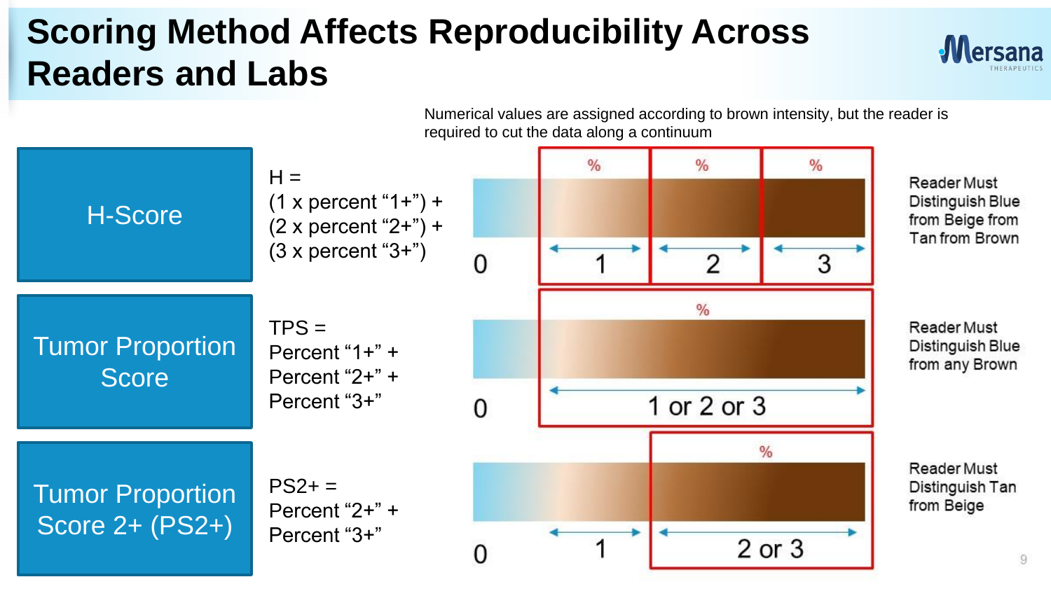# Scoring Method Affects Reproducibility Across Readers and Labs

Numerical values are assigned according to brown intensity, but the reader is required to cut the data along a continuum

| Scoring Method | Formula | Scale | Reader Requirement |
| --- | --- | --- | --- |
| H-Score | H = (1 x percent "1+") + (2 x percent "2+") + (3 x percent "3+") | 0 \| 1 (%) \| 2 (%) \| 3 (%) | Reader Must Distinguish Blue from Beige from Tan from Brown |
| Tumor Proportion Score | TPS = Percent "1+" + Percent "2+" + Percent "3+" | 0 \| 1 or 2 or 3 (%) | Reader Must Distinguish Blue from any Brown |
| Tumor Proportion Score 2+ (PS2+) | PS2+ = Percent "2+" + Percent "3+" | 0 \| 1 \| 2 or 3 (%) | Reader Must Distinguish Tan from Beige |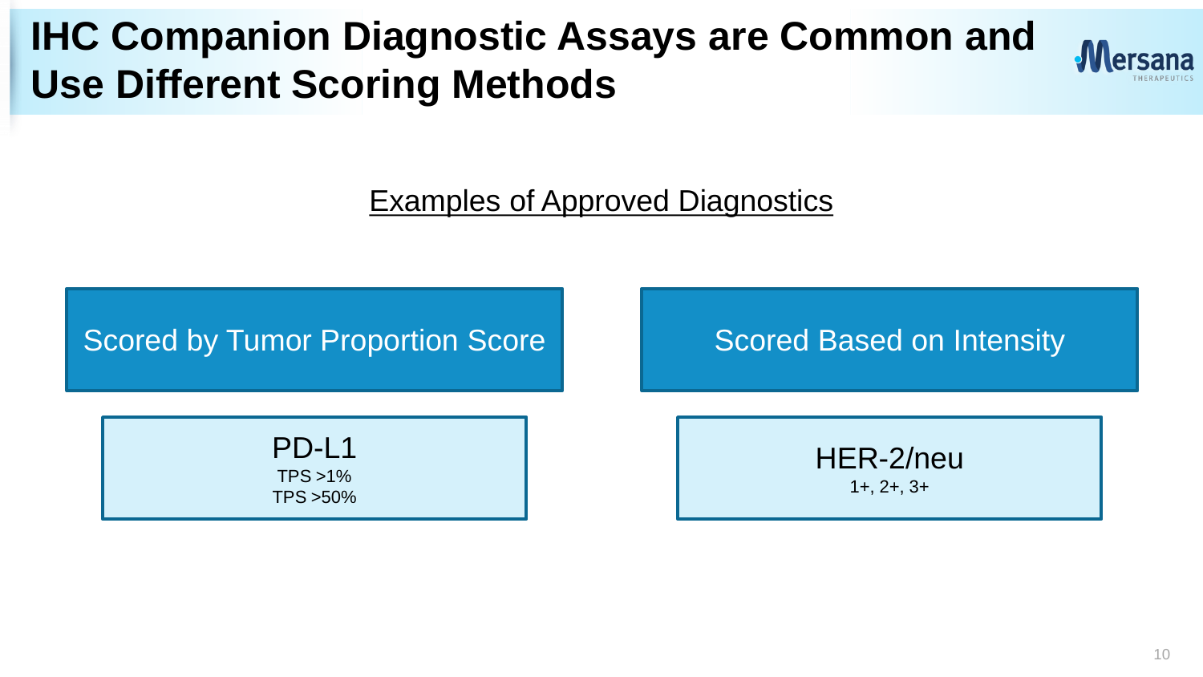# IHC Companion Diagnostic Assays are Common and Use Different Scoring Methods

Examples of Approved Diagnostics

| Scored by Tumor Proportion Score | Scored Based on Intensity |
|---|---|
| **PD-L1**<br>TPS >1%<br>TPS >50% | **HER-2/neu**<br>1+, 2+, 3+ |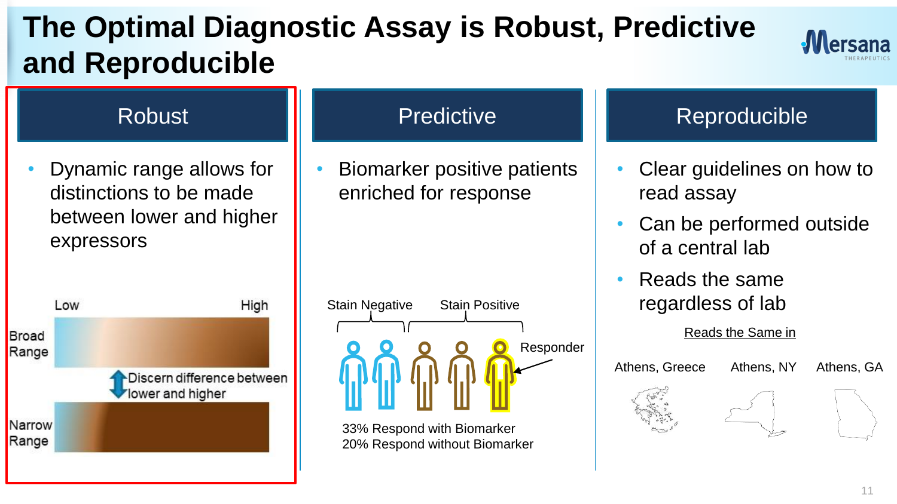# The Optimal Diagnostic Assay is Robust, Predictive and Reproducible

## Robust

- Dynamic range allows for distinctions to be made between lower and higher expressors

Low | High

Broad Range

Discern difference between lower and higher

Narrow Range

## Predictive

- Biomarker positive patients enriched for response

Stain Negative | Stain Positive

Responder

33% Respond with Biomarker
20% Respond without Biomarker

## Reproducible

- Clear guidelines on how to read assay
- Can be performed outside of a central lab
- Reads the same regardless of lab

Reads the Same in

Athens, Greece | Athens, NY | Athens, GA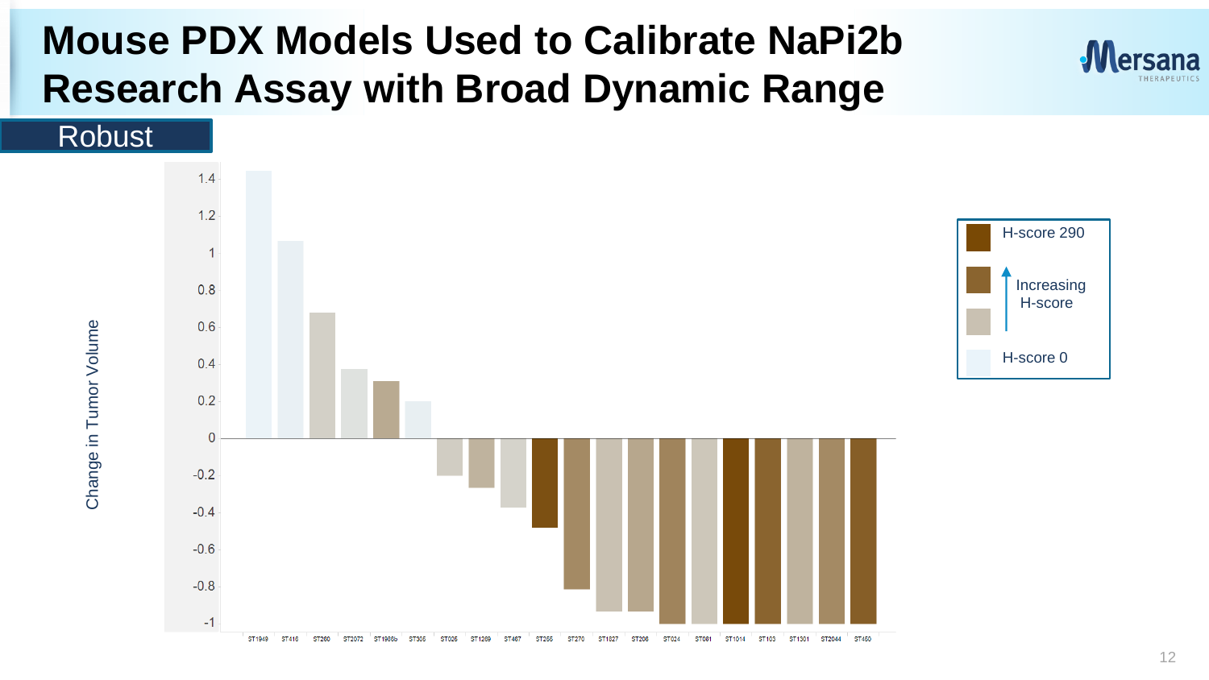# Mouse PDX Models Used to Calibrate NaPi2b Research Assay with Broad Dynamic Range

Robust

Change in Tumor Volume

1.4
1.2
1
0.8
0.6
0.4
0.2
0
-0.2
-0.4
-0.6
-0.8
-1

ST1949 ST416 ST260 ST2072 ST1986b ST305 ST026 ST1289 ST467 ST255 ST270 ST1827 ST206 ST024 ST081 ST1014 ST103 ST1301 ST2044 ST450

H-score 290

Increasing H-score

H-score 0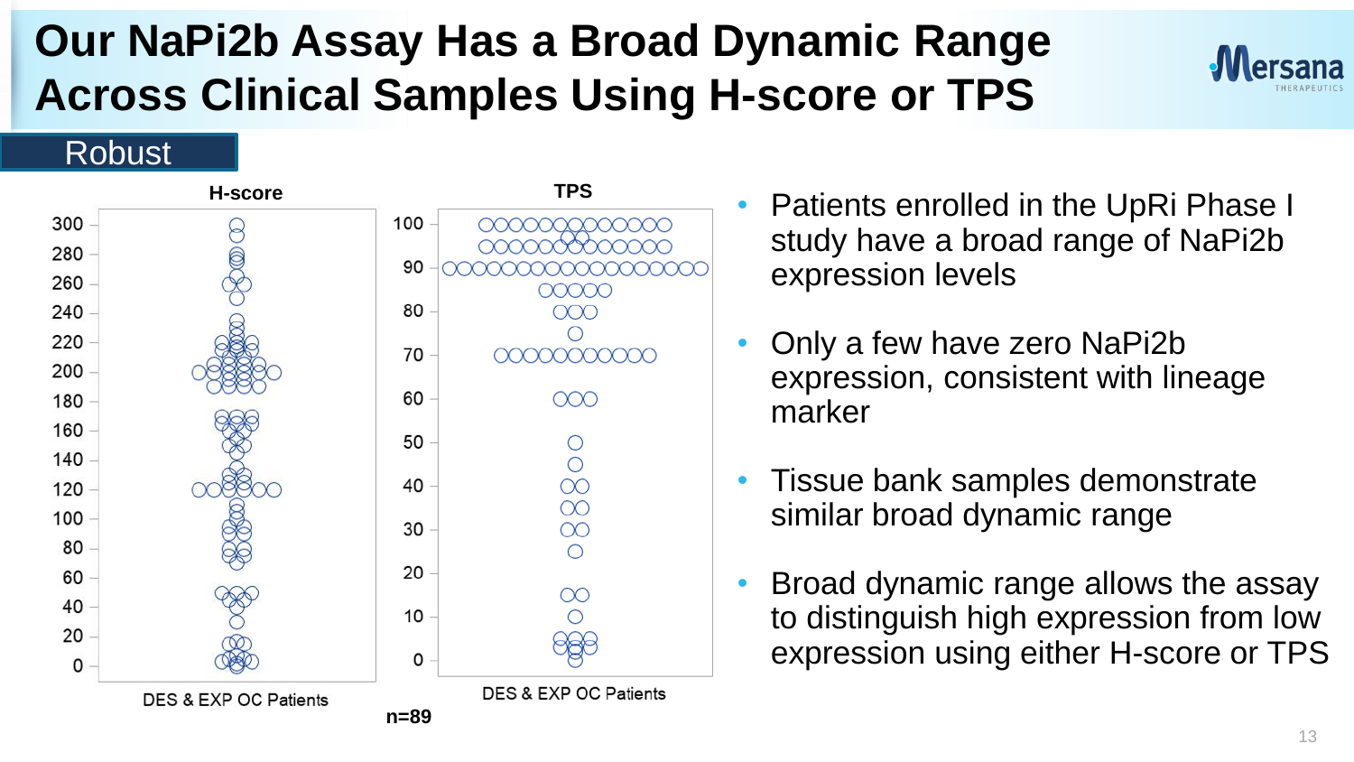# Our NaPi2b Assay Has a Broad Dynamic Range Across Clinical Samples Using H-score or TPS

Robust

**H-score**

DES & EXP OC Patients

**TPS**

DES & EXP OC Patients

**n=89**

- Patients enrolled in the UpRi Phase I study have a broad range of NaPi2b expression levels
- Only a few have zero NaPi2b expression, consistent with lineage marker
- Tissue bank samples demonstrate similar broad dynamic range
- Broad dynamic range allows the assay to distinguish high expression from low expression using either H-score or TPS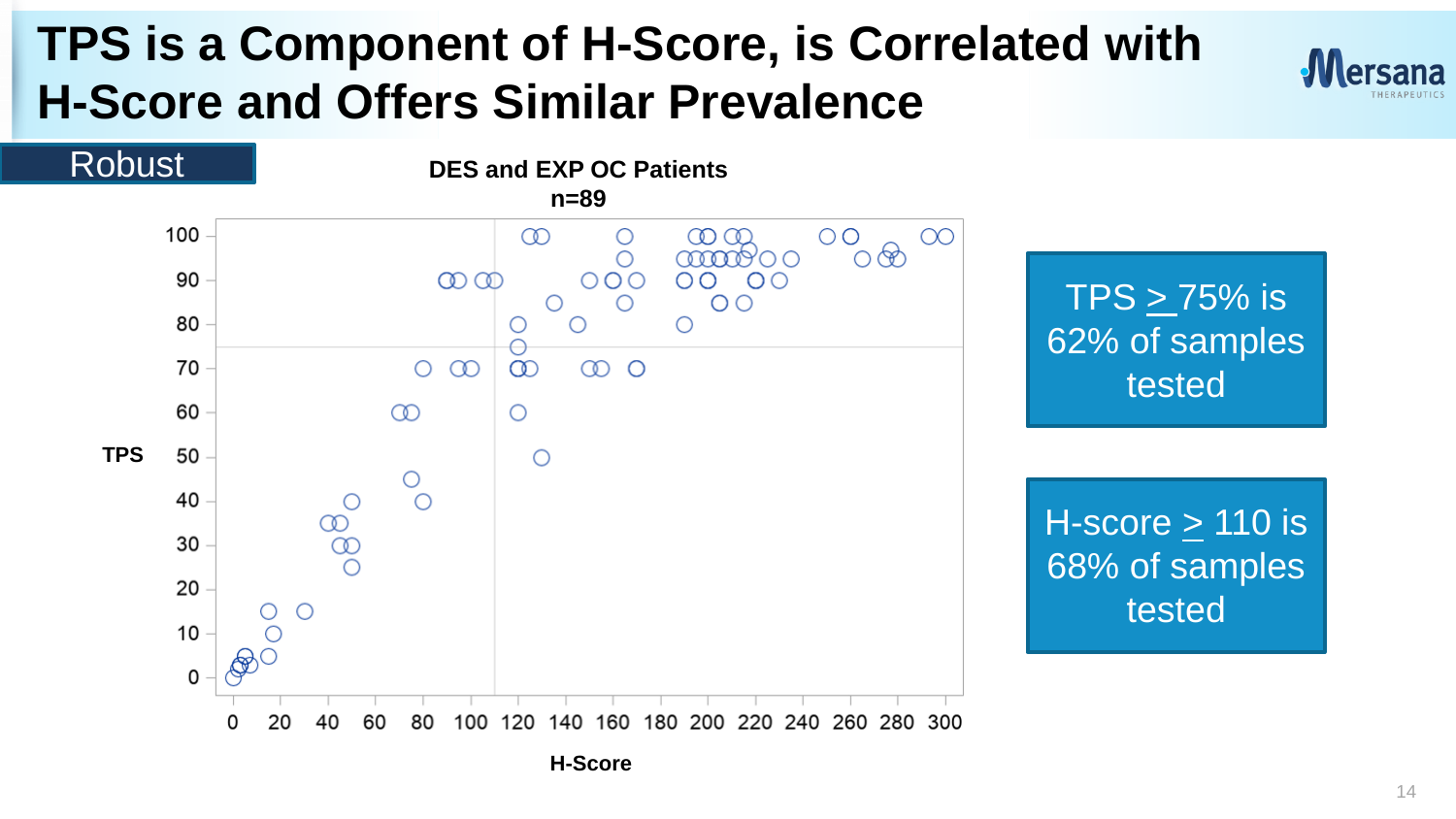# TPS is a Component of H-Score, is Correlated with H-Score and Offers Similar Prevalence

Robust

**DES and EXP OC Patients**
**n=89**

TPS

H-Score

TPS ≥ 75% is 62% of samples tested

H-score ≥ 110 is 68% of samples tested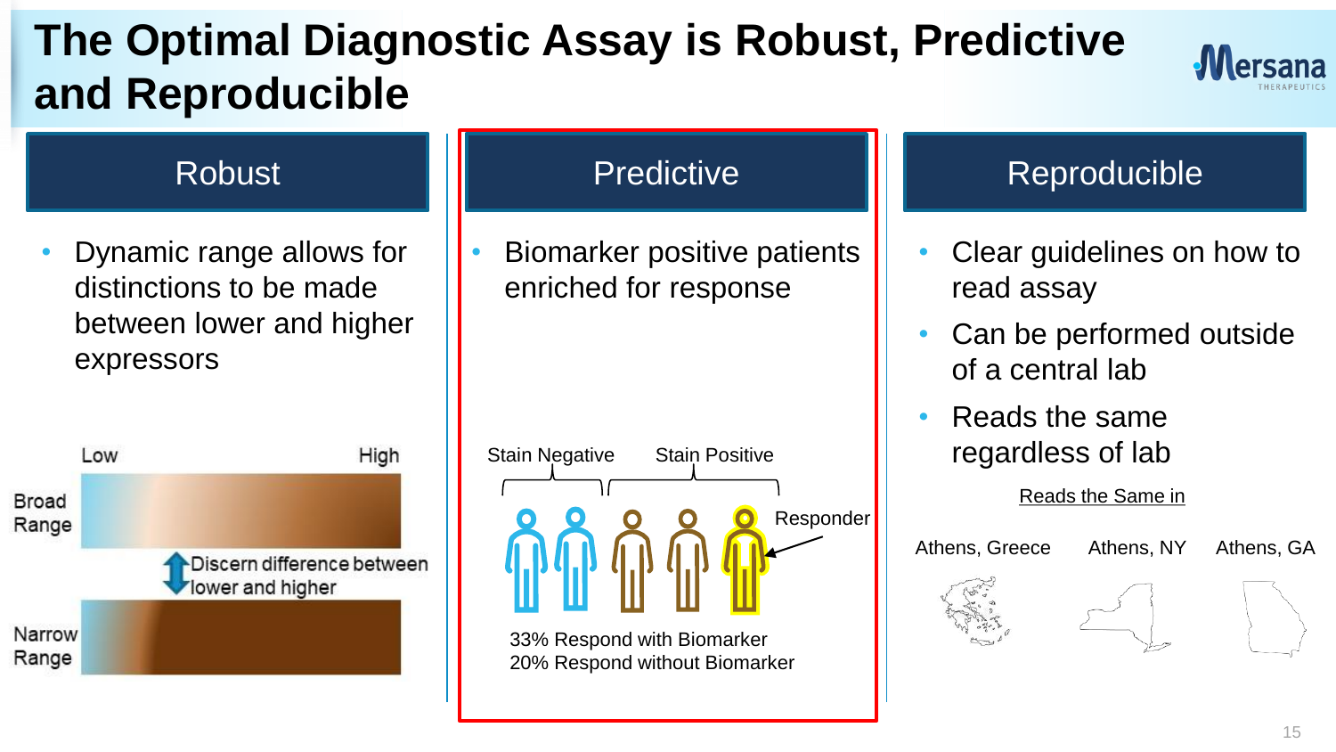# The Optimal Diagnostic Assay is Robust, Predictive and Reproducible

## Robust

- Dynamic range allows for distinctions to be made between lower and higher expressors

Low | High

Broad Range

Discern difference between lower and higher

Narrow Range

## Predictive

- Biomarker positive patients enriched for response

Stain Negative | Stain Positive

Responder

33% Respond with Biomarker
20% Respond without Biomarker

## Reproducible

- Clear guidelines on how to read assay
- Can be performed outside of a central lab
- Reads the same regardless of lab

Reads the Same in

Athens, Greece | Athens, NY | Athens, GA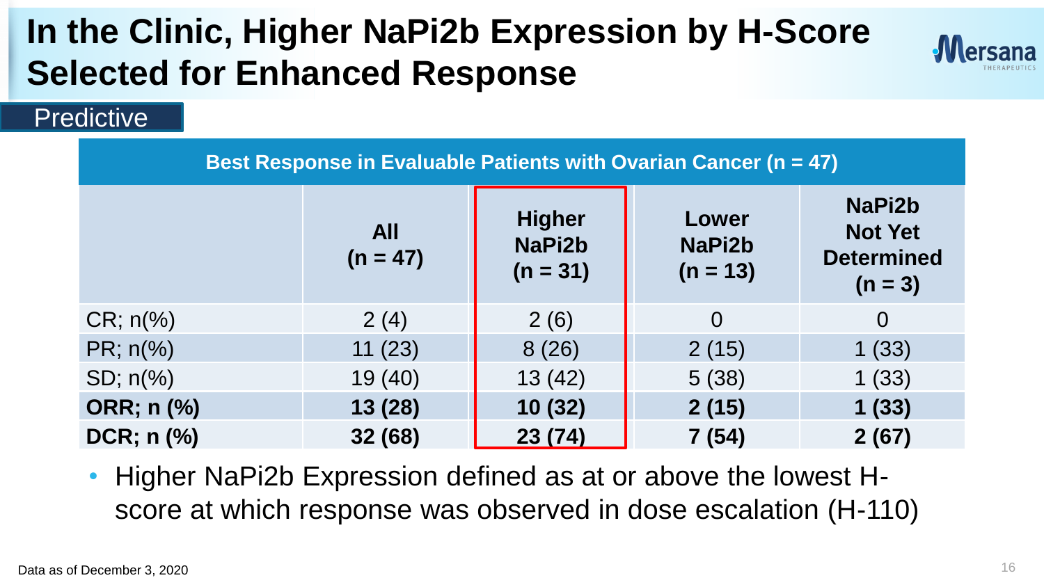# In the Clinic, Higher NaPi2b Expression by H-Score Selected for Enhanced Response

Predictive

**Best Response in Evaluable Patients with Ovarian Cancer (n = 47)**

| | **All (n = 47)** | **Higher NaPi2b (n = 31)** | **Lower NaPi2b (n = 13)** | **NaPi2b Not Yet Determined (n = 3)** |
|---|---|---|---|---|
| CR; n(%) | 2 (4) | 2 (6) | 0 | 0 |
| PR; n(%) | 11 (23) | 8 (26) | 2 (15) | 1 (33) |
| SD; n(%) | 19 (40) | 13 (42) | 5 (38) | 1 (33) |
| **ORR; n (%)** | **13 (28)** | **10 (32)** | **2 (15)** | **1 (33)** |
| **DCR; n (%)** | **32 (68)** | **23 (74)** | **7 (54)** | **2 (67)** |

- Higher NaPi2b Expression defined as at or above the lowest H-score at which response was observed in dose escalation (H-110)

Data as of December 3, 2020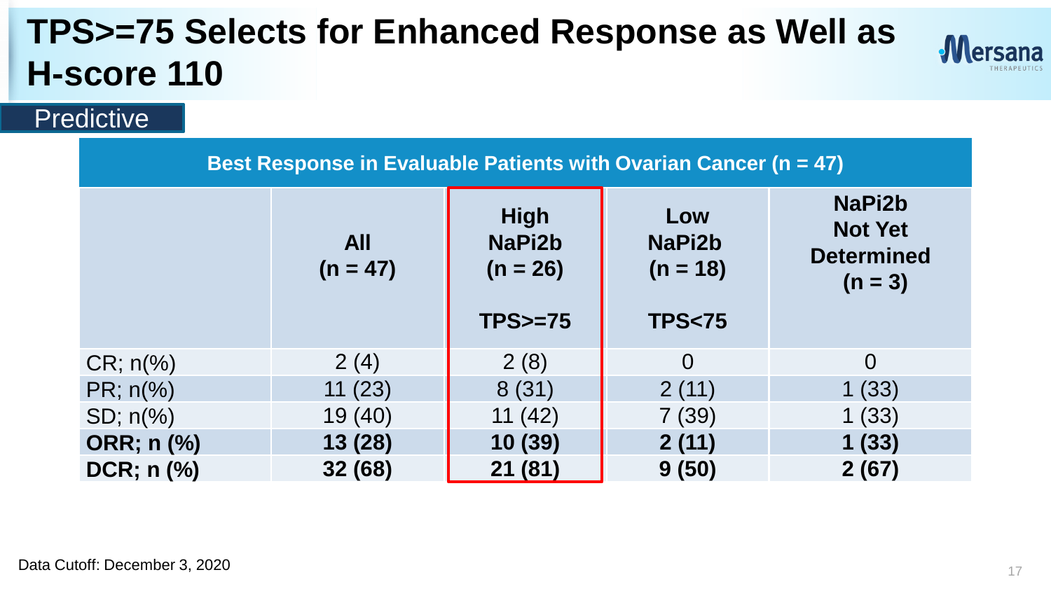# TPS>=75 Selects for Enhanced Response as Well as H-score 110

Predictive

| Best Response in Evaluable Patients with Ovarian Cancer (n = 47) | | | | |
|---|---|---|---|---|
| | All (n = 47) | High NaPi2b (n = 26) TPS>=75 | Low NaPi2b (n = 18) TPS<75 | NaPi2b Not Yet Determined (n = 3) |
| CR; n(%) | 2 (4) | 2 (8) | 0 | 0 |
| PR; n(%) | 11 (23) | 8 (31) | 2 (11) | 1 (33) |
| SD; n(%) | 19 (40) | 11 (42) | 7 (39) | 1 (33) |
| **ORR; n (%)** | **13 (28)** | **10 (39)** | **2 (11)** | **1 (33)** |
| **DCR; n (%)** | **32 (68)** | **21 (81)** | **9 (50)** | **2 (67)** |

Data Cutoff: December 3, 2020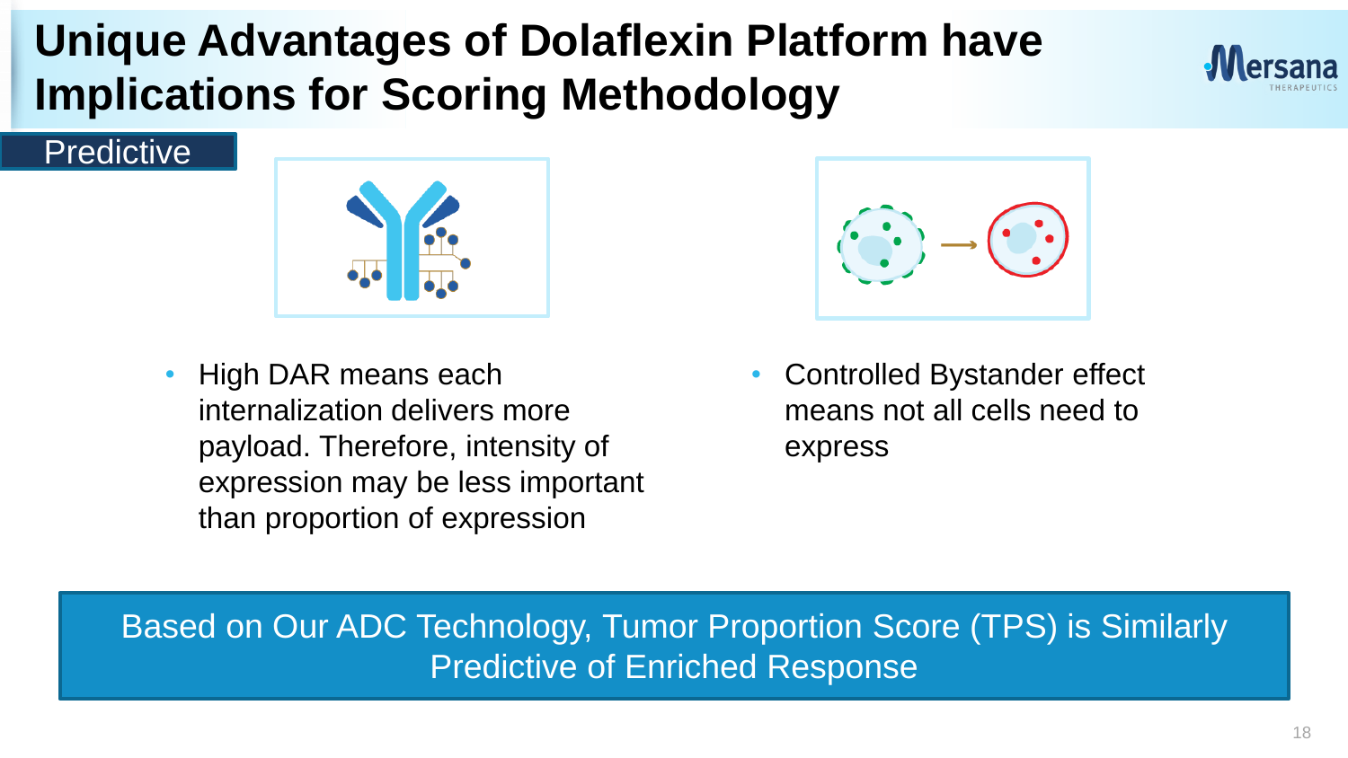# Unique Advantages of Dolaflexin Platform have Implications for Scoring Methodology

## Predictive

- High DAR means each internalization delivers more payload. Therefore, intensity of expression may be less important than proportion of expression

- Controlled Bystander effect means not all cells need to express

**Based on Our ADC Technology, Tumor Proportion Score (TPS) is Similarly Predictive of Enriched Response**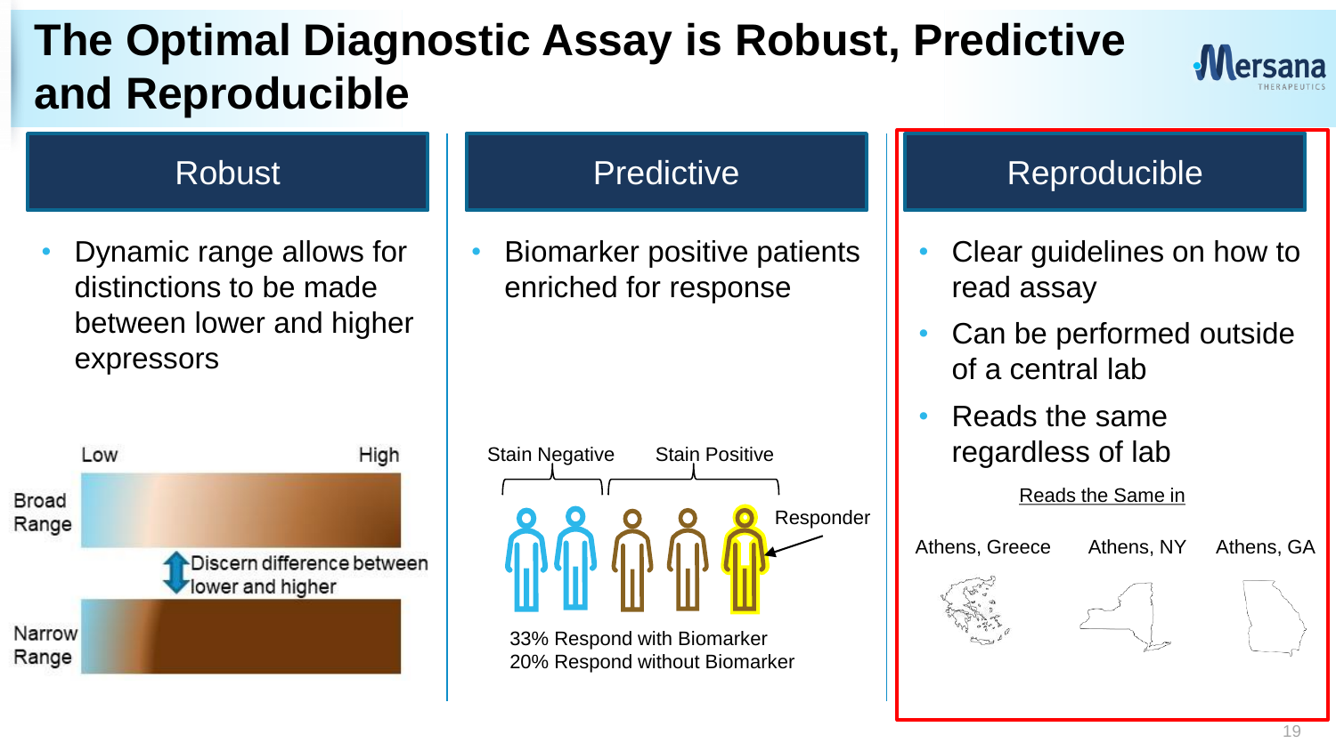# The Optimal Diagnostic Assay is Robust, Predictive and Reproducible

## Robust

- Dynamic range allows for distinctions to be made between lower and higher expressors

Low — High

Broad Range

Discern difference between lower and higher

Narrow Range

## Predictive

- Biomarker positive patients enriched for response

Stain Negative — Stain Positive

Responder

33% Respond with Biomarker
20% Respond without Biomarker

## Reproducible

- Clear guidelines on how to read assay
- Can be performed outside of a central lab
- Reads the same regardless of lab

Reads the Same in

Athens, Greece — Athens, NY — Athens, GA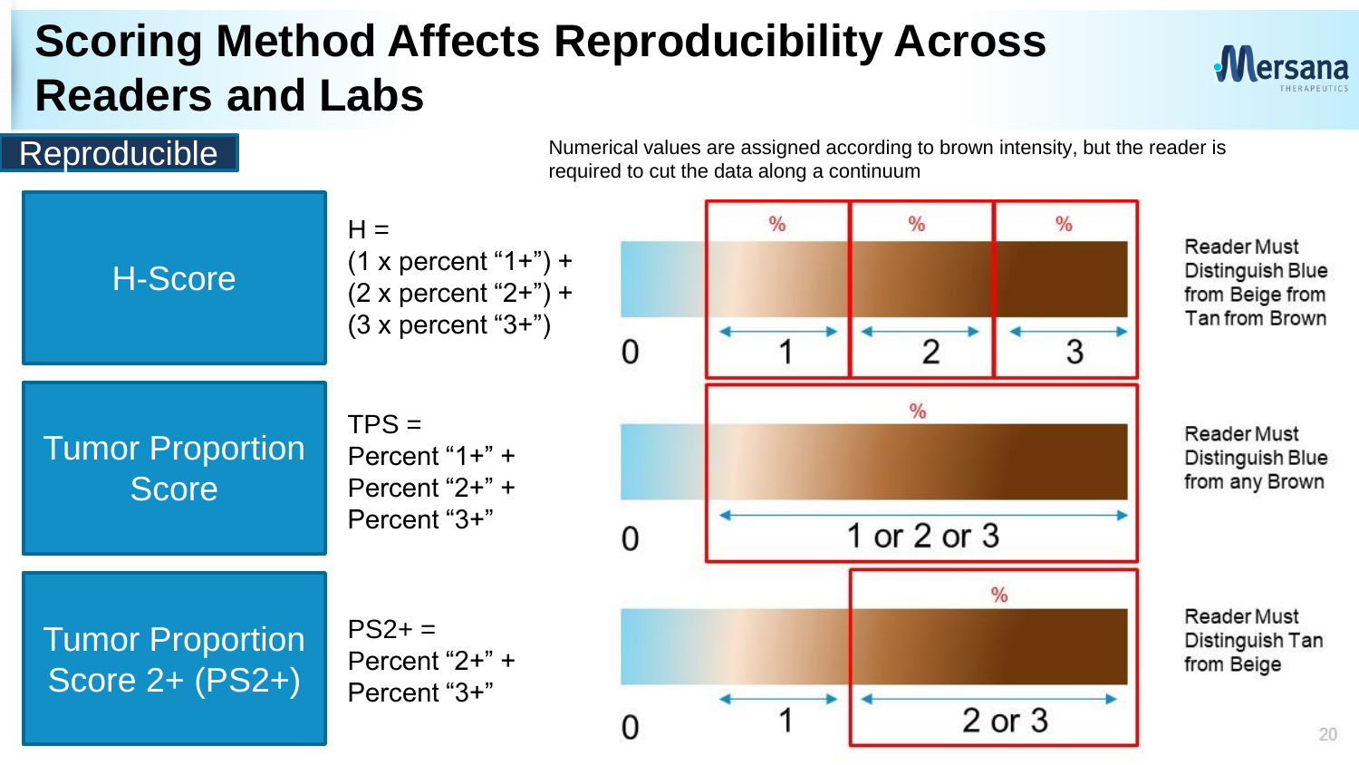# Scoring Method Affects Reproducibility Across Readers and Labs

## Reproducible

Numerical values are assigned according to brown intensity, but the reader is required to cut the data along a continuum

| Method | Formula | Scale | Reader Requirement |
|---|---|---|---|
| H-Score | H = (1 x percent "1+") + (2 x percent "2+") + (3 x percent "3+") | 0 \| 1 (%) \| 2 (%) \| 3 (%) | Reader Must Distinguish Blue from Beige from Tan from Brown |
| Tumor Proportion Score | TPS = Percent "1+" + Percent "2+" + Percent "3+" | 0 \| 1 or 2 or 3 (%) | Reader Must Distinguish Blue from any Brown |
| Tumor Proportion Score 2+ (PS2+) | PS2+ = Percent "2+" + Percent "3+" | 0 \| 1 \| 2 or 3 (%) | Reader Must Distinguish Tan from Beige |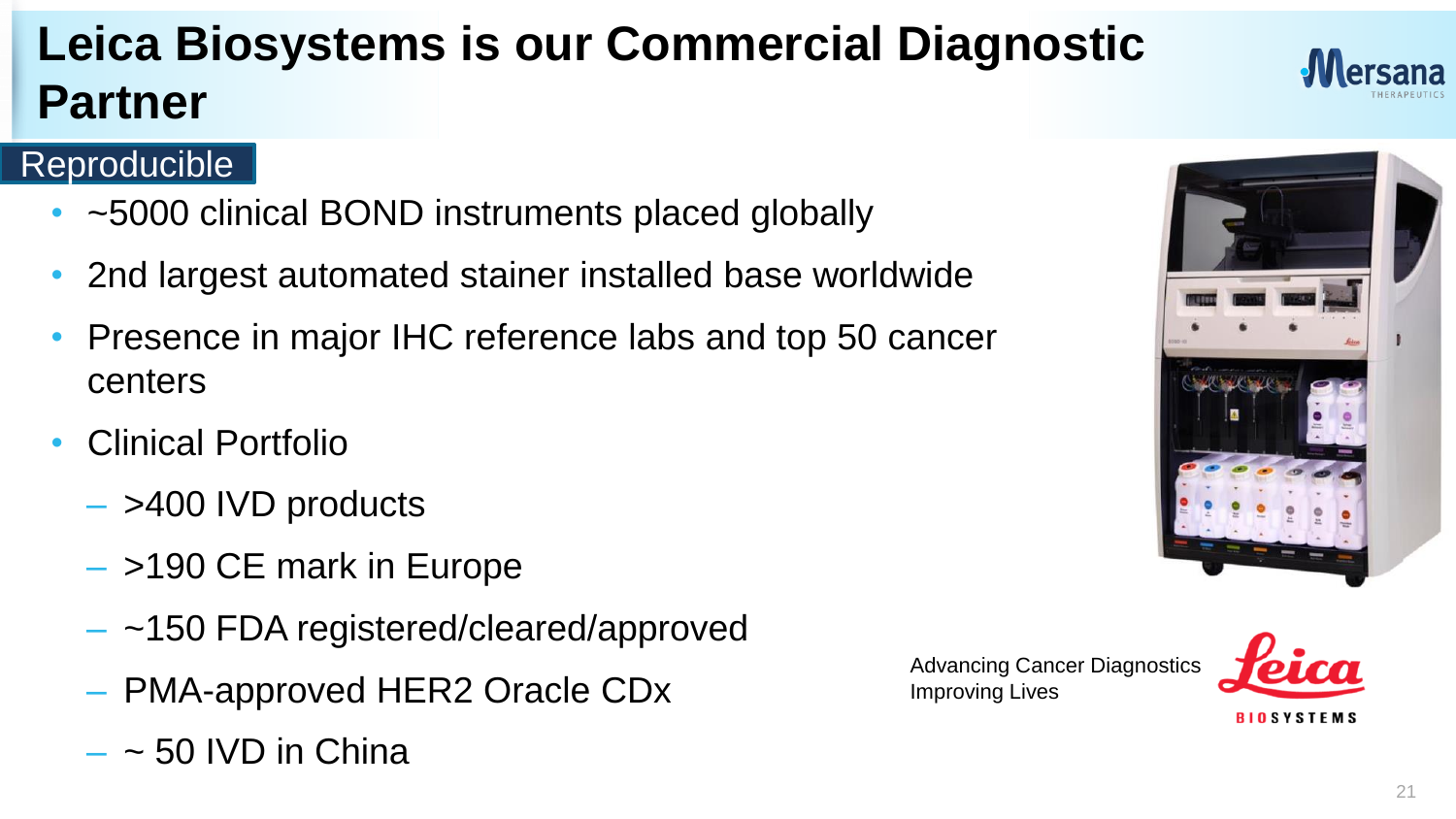# Leica Biosystems is our Commercial Diagnostic Partner

## Reproducible

- ~5000 clinical BOND instruments placed globally
- 2nd largest automated stainer installed base worldwide
- Presence in major IHC reference labs and top 50 cancer centers
- Clinical Portfolio
  - >400 IVD products
  - >190 CE mark in Europe
  - ~150 FDA registered/cleared/approved
  - PMA-approved HER2 Oracle CDx
  - ~ 50 IVD in China

Advancing Cancer Diagnostics
Improving Lives

Leica BIOSYSTEMS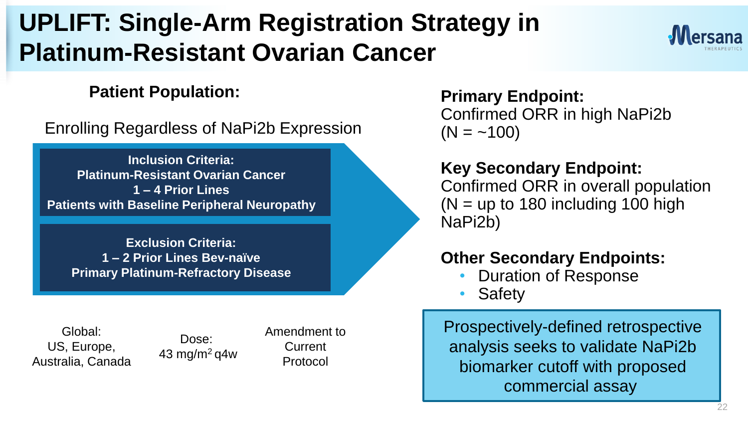# UPLIFT: Single-Arm Registration Strategy in Platinum-Resistant Ovarian Cancer

**Patient Population:**

Enrolling Regardless of NaPi2b Expression

**Inclusion Criteria:**
**Platinum-Resistant Ovarian Cancer**
**1 – 4 Prior Lines**
**Patients with Baseline Peripheral Neuropathy**

**Exclusion Criteria:**
**1 – 2 Prior Lines Bev-naïve**
**Primary Platinum-Refractory Disease**

Global:
US, Europe, Australia, Canada

Dose:
43 mg/m$^2$ q4w

Amendment to Current Protocol

**Primary Endpoint:**
Confirmed ORR in high NaPi2b (N = ~100)

**Key Secondary Endpoint:**
Confirmed ORR in overall population (N = up to 180 including 100 high NaPi2b)

**Other Secondary Endpoints:**

- Duration of Response
- Safety

Prospectively-defined retrospective analysis seeks to validate NaPi2b biomarker cutoff with proposed commercial assay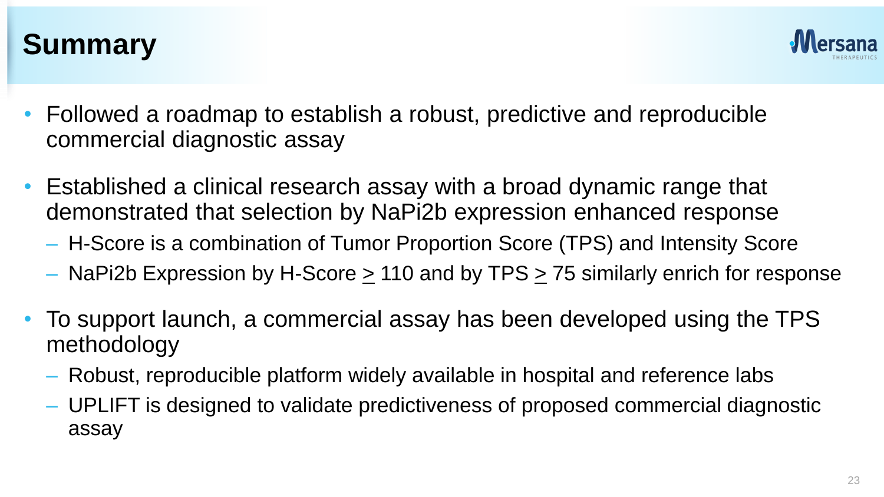# Summary

- Followed a roadmap to establish a robust, predictive and reproducible commercial diagnostic assay
- Established a clinical research assay with a broad dynamic range that demonstrated that selection by NaPi2b expression enhanced response
  - H-Score is a combination of Tumor Proportion Score (TPS) and Intensity Score
  - NaPi2b Expression by H-Score $\geq$ 110 and by TPS $\geq$ 75 similarly enrich for response
- To support launch, a commercial assay has been developed using the TPS methodology
  - Robust, reproducible platform widely available in hospital and reference labs
  - UPLIFT is designed to validate predictiveness of proposed commercial diagnostic assay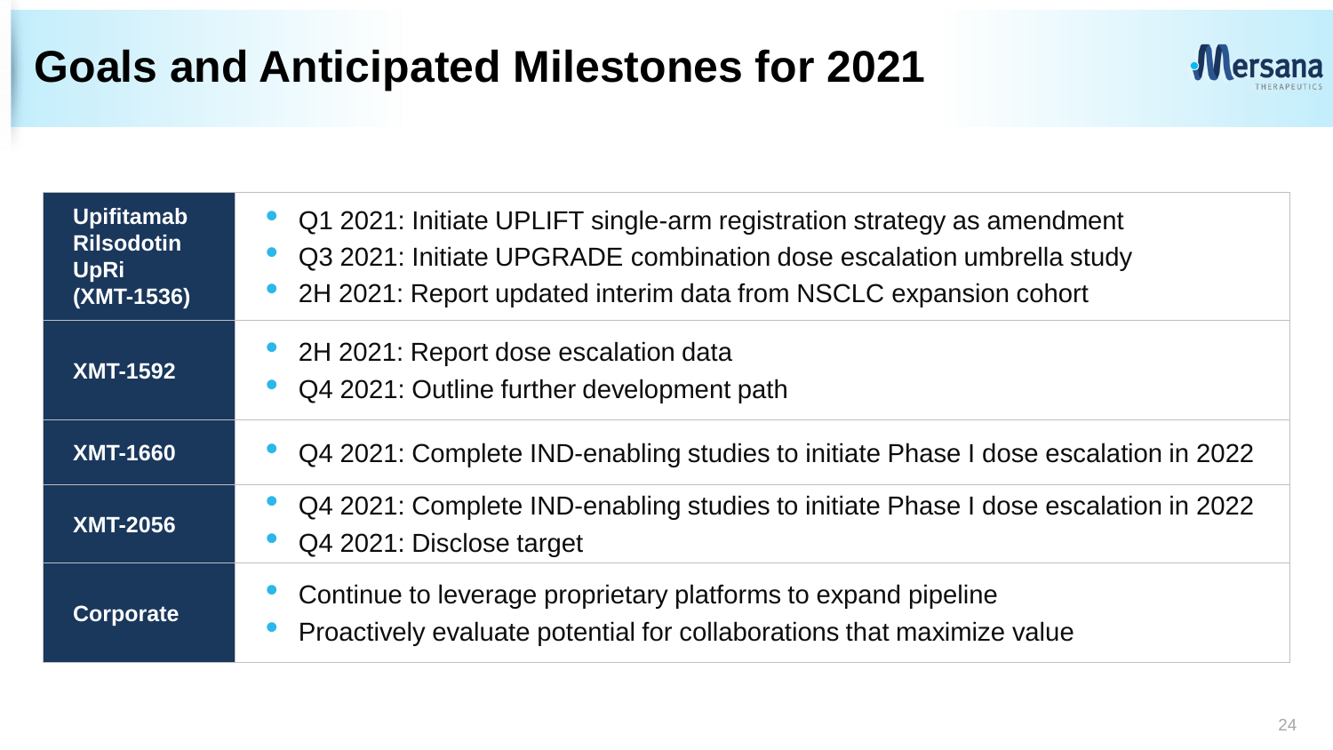# Goals and Anticipated Milestones for 2021

| | |
|---|---|
| **Upifitamab Rilsodotin UpRi (XMT-1536)** | • Q1 2021: Initiate UPLIFT single-arm registration strategy as amendment<br>• Q3 2021: Initiate UPGRADE combination dose escalation umbrella study<br>• 2H 2021: Report updated interim data from NSCLC expansion cohort |
| **XMT-1592** | • 2H 2021: Report dose escalation data<br>• Q4 2021: Outline further development path |
| **XMT-1660** | • Q4 2021: Complete IND-enabling studies to initiate Phase I dose escalation in 2022 |
| **XMT-2056** | • Q4 2021: Complete IND-enabling studies to initiate Phase I dose escalation in 2022<br>• Q4 2021: Disclose target |
| **Corporate** | • Continue to leverage proprietary platforms to expand pipeline<br>• Proactively evaluate potential for collaborations that maximize value |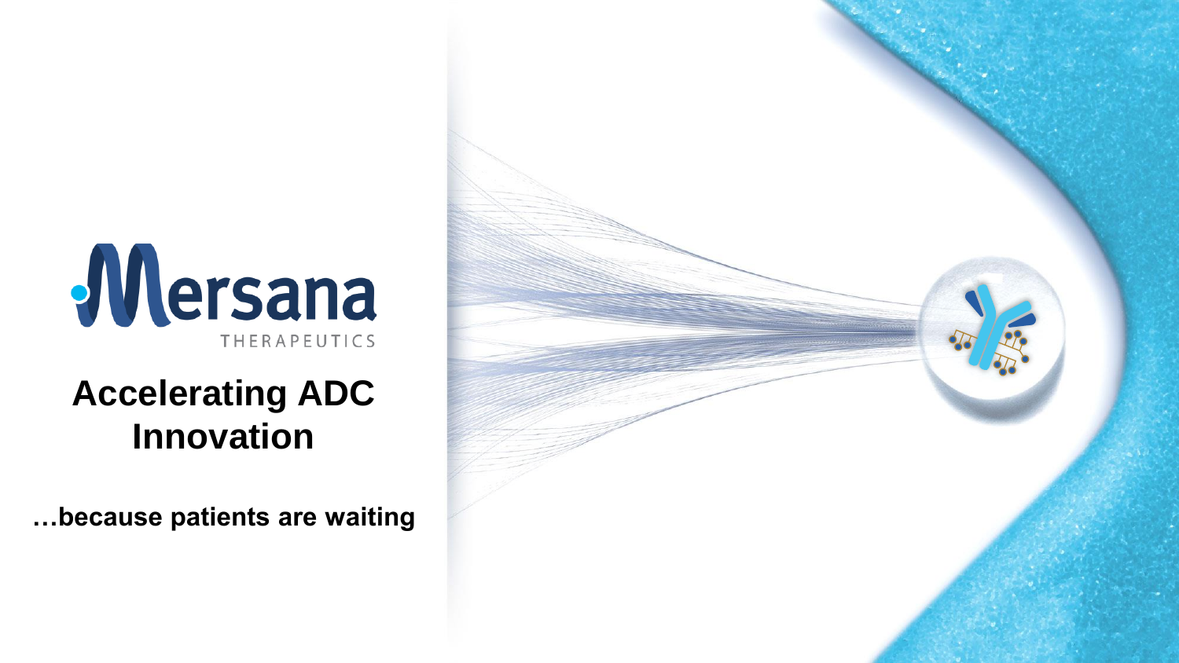Mersana THERAPEUTICS

# Accelerating ADC Innovation

**…because patients are waiting**